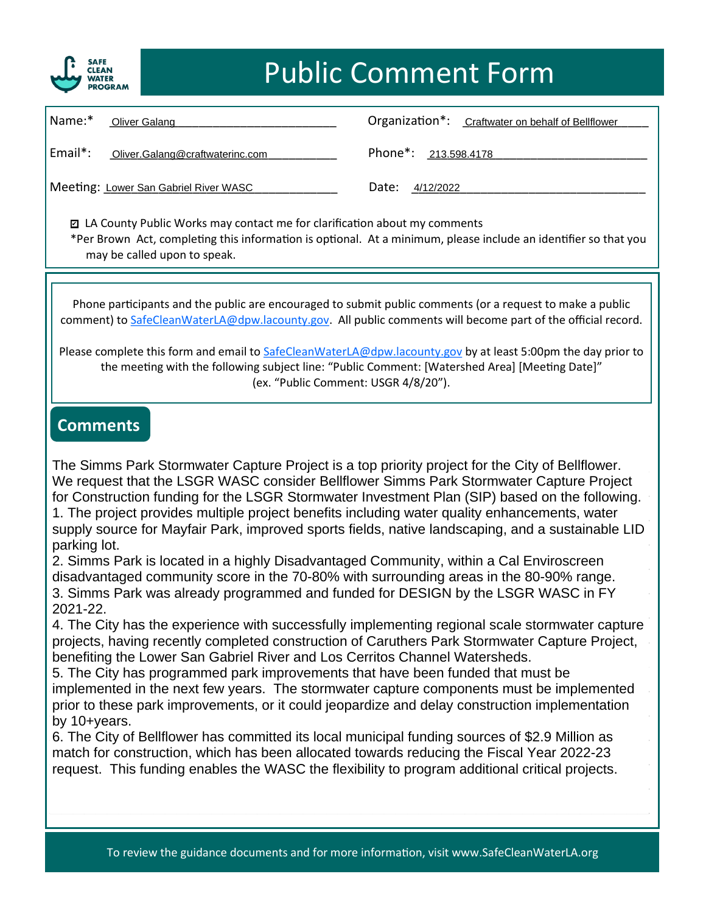SAFE CLEAN WATER PROGRAM

# Public Comment Form

Name:* Oliver Galang

Organization*: Craftwater on behalf of Bellflower

Email*: Oliver.Galang@craftwaterinc.com

Phone*: 213.598.4178

Meeting: Lower San Gabriel River WASC

Date: 4/12/2022

☑ LA County Public Works may contact me for clarification about my comments

*Per Brown Act, completing this information is optional. At a minimum, please include an identifier so that you may be called upon to speak.

Phone participants and the public are encouraged to submit public comments (or a request to make a public comment) to SafeCleanWaterLA@dpw.lacounty.gov. All public comments will become part of the official record.

Please complete this form and email to SafeCleanWaterLA@dpw.lacounty.gov by at least 5:00pm the day prior to the meeting with the following subject line: "Public Comment: [Watershed Area] [Meeting Date]" (ex. "Public Comment: USGR 4/8/20").

## Comments

The Simms Park Stormwater Capture Project is a top priority project for the City of Bellflower. We request that the LSGR WASC consider Bellflower Simms Park Stormwater Capture Project for Construction funding for the LSGR Stormwater Investment Plan (SIP) based on the following.

1. The project provides multiple project benefits including water quality enhancements, water supply source for Mayfair Park, improved sports fields, native landscaping, and a sustainable LID parking lot.
2. Simms Park is located in a highly Disadvantaged Community, within a Cal Enviroscreen disadvantaged community score in the 70-80% with surrounding areas in the 80-90% range.
3. Simms Park was already programmed and funded for DESIGN by the LSGR WASC in FY 2021-22.
4. The City has the experience with successfully implementing regional scale stormwater capture projects, having recently completed construction of Caruthers Park Stormwater Capture Project, benefiting the Lower San Gabriel River and Los Cerritos Channel Watersheds.
5. The City has programmed park improvements that have been funded that must be implemented in the next few years. The stormwater capture components must be implemented prior to these park improvements, or it could jeopardize and delay construction implementation by 10+years.
6. The City of Bellflower has committed its local municipal funding sources of $2.9 Million as match for construction, which has been allocated towards reducing the Fiscal Year 2022-23 request. This funding enables the WASC the flexibility to program additional critical projects.

To review the guidance documents and for more information, visit www.SafeCleanWaterLA.org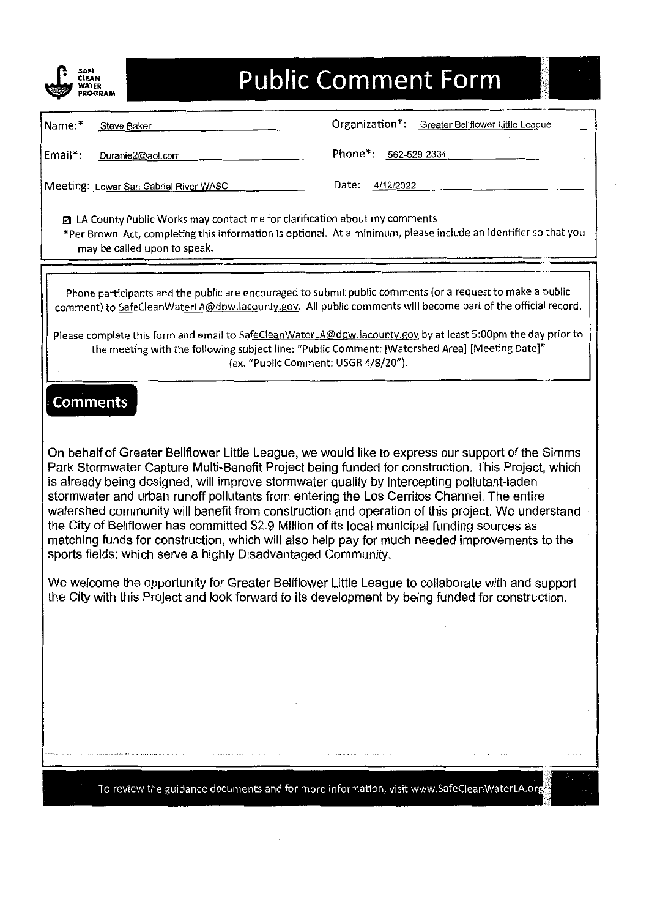SAFE CLEAN WATER PROGRAM

# Public Comment Form

Name:* Steve Baker

Organization*: Greater Bellflower Little League

Email*: Duranie2@aol.com

Phone*: 562-529-2334

Meeting: Lower San Gabriel River WASC

Date: 4/12/2022

☒ LA County Public Works may contact me for clarification about my comments

*Per Brown Act, completing this information is optional. At a minimum, please include an identifier so that you may be called upon to speak.

Phone participants and the public are encouraged to submit public comments (or a request to make a public comment) to SafeCleanWaterLA@dpw.lacounty.gov. All public comments will become part of the official record.

Please complete this form and email to SafeCleanWaterLA@dpw.lacounty.gov by at least 5:00pm the day prior to the meeting with the following subject line: "Public Comment: [Watershed Area] [Meeting Date]" (ex. "Public Comment: USGR 4/8/20").

## Comments

On behalf of Greater Bellflower Little League, we would like to express our support of the Simms Park Stormwater Capture Multi-Benefit Project being funded for construction. This Project, which is already being designed, will improve stormwater quality by intercepting pollutant-laden stormwater and urban runoff pollutants from entering the Los Cerritos Channel. The entire watershed community will benefit from construction and operation of this project. We understand the City of Bellflower has committed $2.9 Million of its local municipal funding sources as matching funds for construction, which will also help pay for much needed improvements to the sports fields; which serve a highly Disadvantaged Community.

We welcome the opportunity for Greater Bellflower Little League to collaborate with and support the City with this Project and look forward to its development by being funded for construction.

To review the guidance documents and for more information, visit www.SafeCleanWaterLA.org